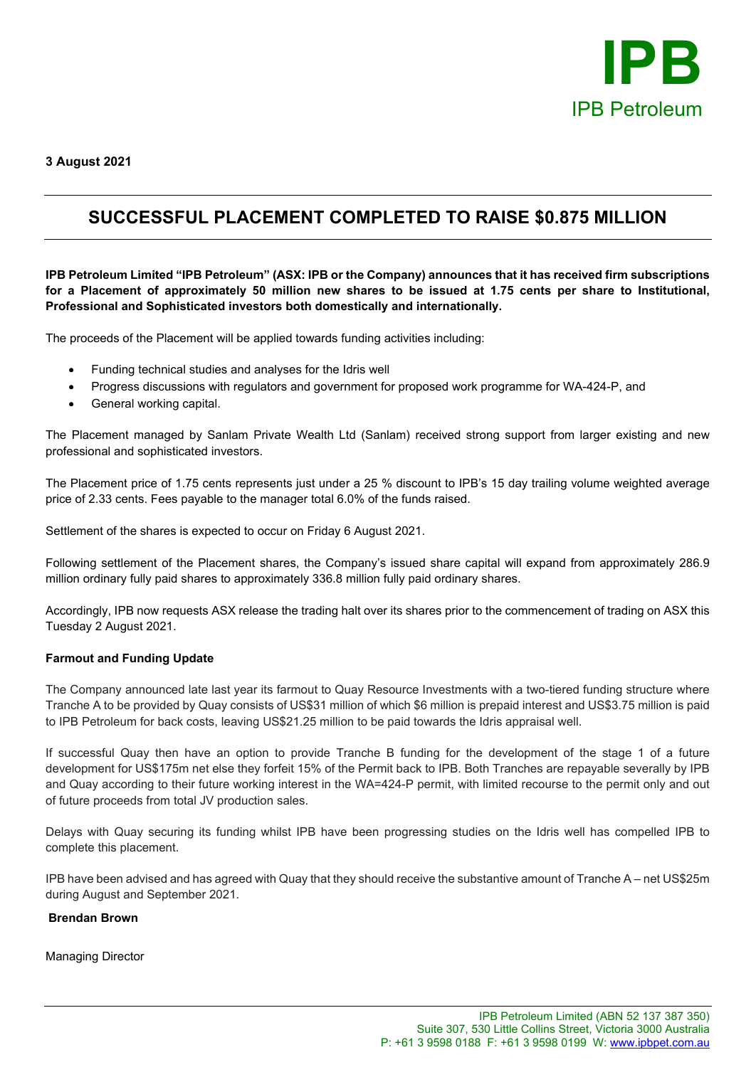IPB

IPB Petroleum

**3 August 2021**

# SUCCESSFUL PLACEMENT COMPLETED TO RAISE $0.875 MILLION

**IPB Petroleum Limited "IPB Petroleum" (ASX: IPB or the Company) announces that it has received firm subscriptions for a Placement of approximately 50 million new shares to be issued at 1.75 cents per share to Institutional, Professional and Sophisticated investors both domestically and internationally.**

The proceeds of the Placement will be applied towards funding activities including:

- Funding technical studies and analyses for the Idris well
- Progress discussions with regulators and government for proposed work programme for WA-424-P, and
- General working capital.

The Placement managed by Sanlam Private Wealth Ltd (Sanlam) received strong support from larger existing and new professional and sophisticated investors.

The Placement price of 1.75 cents represents just under a 25 % discount to IPB's 15 day trailing volume weighted average price of 2.33 cents. Fees payable to the manager total 6.0% of the funds raised.

Settlement of the shares is expected to occur on Friday 6 August 2021.

Following settlement of the Placement shares, the Company's issued share capital will expand from approximately 286.9 million ordinary fully paid shares to approximately 336.8 million fully paid ordinary shares.

Accordingly, IPB now requests ASX release the trading halt over its shares prior to the commencement of trading on ASX this Tuesday 2 August 2021.

**Farmout and Funding Update**

The Company announced late last year its farmout to Quay Resource Investments with a two-tiered funding structure where Tranche A to be provided by Quay consists of US$31 million of which $6 million is prepaid interest and US$3.75 million is paid to IPB Petroleum for back costs, leaving US$21.25 million to be paid towards the Idris appraisal well.

If successful Quay then have an option to provide Tranche B funding for the development of the stage 1 of a future development for US$175m net else they forfeit 15% of the Permit back to IPB. Both Tranches are repayable severally by IPB and Quay according to their future working interest in the WA=424-P permit, with limited recourse to the permit only and out of future proceeds from total JV production sales.

Delays with Quay securing its funding whilst IPB have been progressing studies on the Idris well has compelled IPB to complete this placement.

IPB have been advised and has agreed with Quay that they should receive the substantive amount of Tranche A – net US$25m during August and September 2021.

**Brendan Brown**

Managing Director

IPB Petroleum Limited (ABN 52 137 387 350)
Suite 307, 530 Little Collins Street, Victoria 3000 Australia
P: +61 3 9598 0188 F: +61 3 9598 0199 W: www.ipbpet.com.au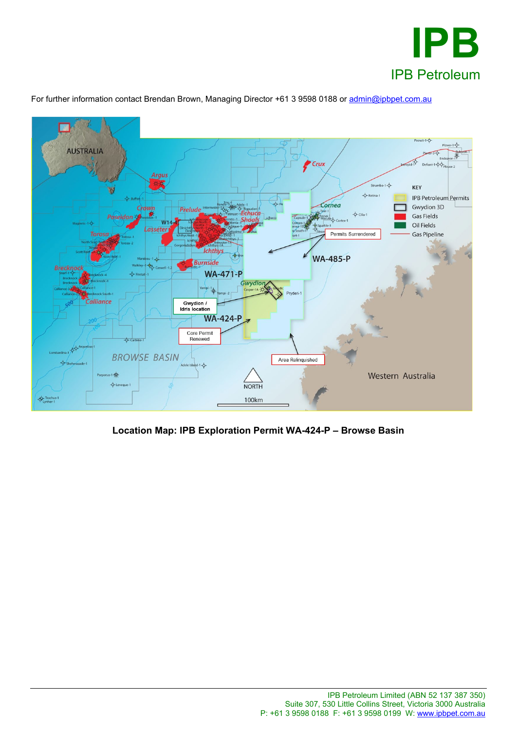For further information contact Brendan Brown, Managing Director +61 3 9598 0188 or admin@ipbpet.com.au

**Location Map: IPB Exploration Permit WA-424-P – Browse Basin**

IPB Petroleum Limited (ABN 52 137 387 350)
Suite 307, 530 Little Collins Street, Victoria 3000 Australia
P: +61 3 9598 0188 F: +61 3 9598 0199 W: www.ipbpet.com.au